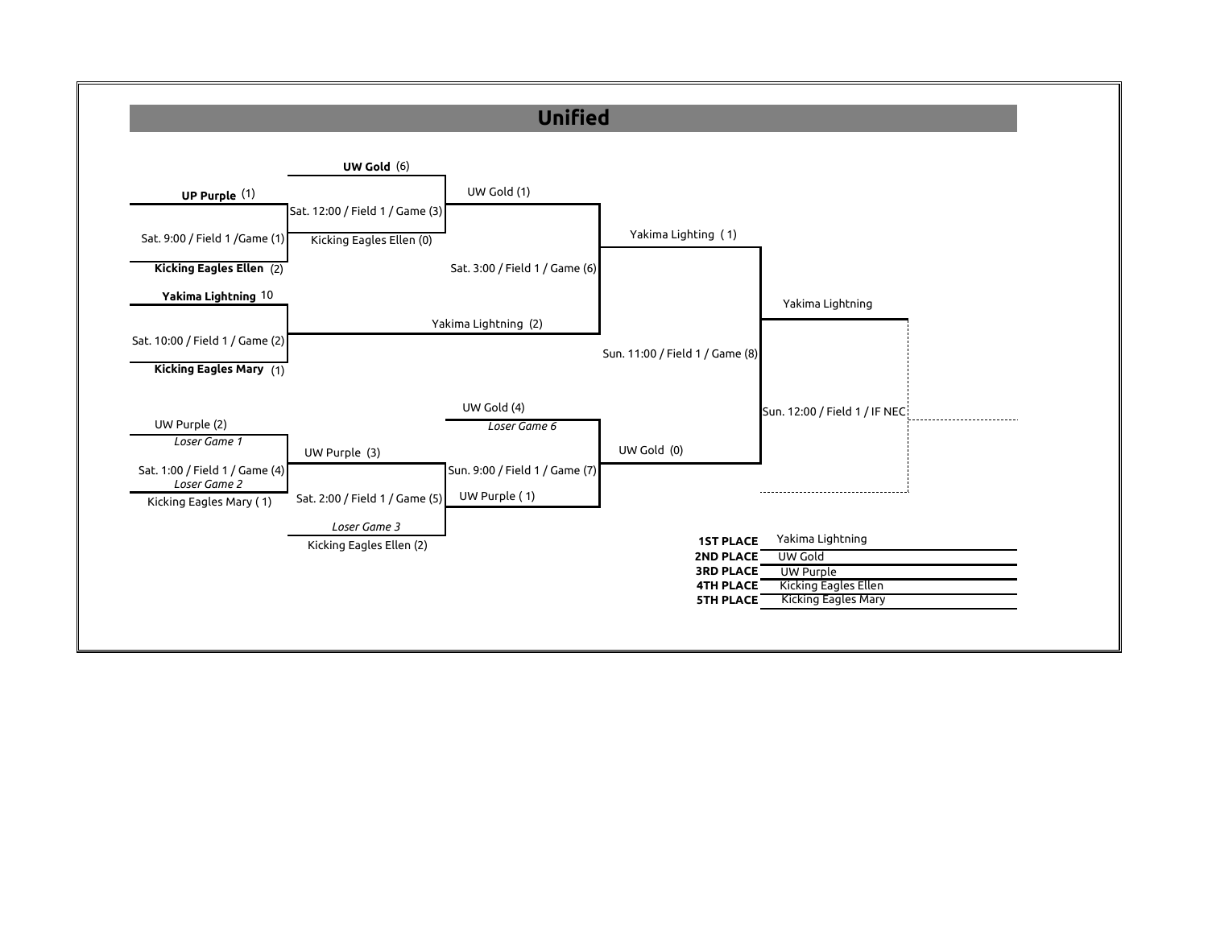# Unified

**Winners Bracket**

- Sat. 9:00 / Field 1 /Game (1): **UP Purple** (1) vs. **Kicking Eagles Ellen** (2)
- Sat. 10:00 / Field 1 / Game (2): **Yakima Lightning** 10 vs. **Kicking Eagles Mary** (1)
- Sat. 12:00 / Field 1 / Game (3): **UW Gold** (6) vs. Kicking Eagles Ellen (0)
- Sat. 3:00 / Field 1 / Game (6): UW Gold (1) vs. Yakima Lightning (2)
- Sun. 11:00 / Field 1 / Game (8): Yakima Lighting ( 1) vs. UW Gold (0)
- Sun. 12:00 / Field 1 / IF NEC: Yakima Lightning

**Consolation Bracket**

- Sat. 1:00 / Field 1 / Game (4): UW Purple (2) — *Loser Game 1* vs. Kicking Eagles Mary ( 1) — *Loser Game 2*
- Sat. 2:00 / Field 1 / Game (5): UW Purple (3) vs. Kicking Eagles Ellen (2) — *Loser Game 3*
- Sun. 9:00 / Field 1 / Game (7): UW Gold (4) — *Loser Game 6* vs. UW Purple ( 1)

| | |
|---|---|
| **1ST PLACE** | Yakima Lightning |
| **2ND PLACE** | UW Gold |
| **3RD PLACE** | UW Purple |
| **4TH PLACE** | Kicking Eagles Ellen |
| **5TH PLACE** | Kicking Eagles Mary |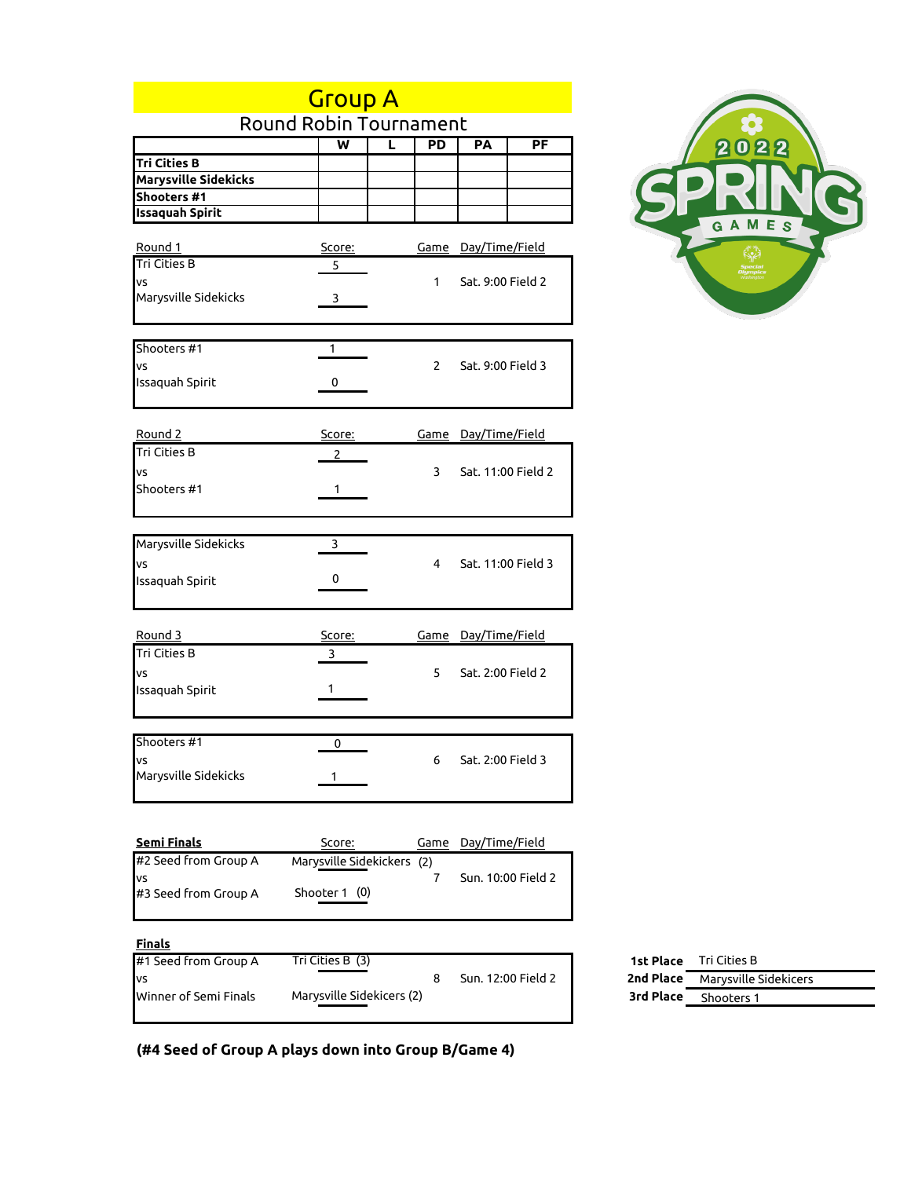# Group A

## Round Robin Tournament

| | W | L | PD | PA | PF |
|---|---|---|---|---|---|
| **Tri Cities B** | | | | | |
| **Marysville Sidekicks** | | | | | |
| **Shooters #1** | | | | | |
| **Issaquah Spirit** | | | | | |

| Round 1 | Score: | Game | Day/Time/Field |
|---|---|---|---|
| Tri Cities B | 5 | | |
| vs | | 1 | Sat. 9:00 Field 2 |
| Marysville Sidekicks | 3 | | |
| Shooters #1 | 1 | | |
| vs | | 2 | Sat. 9:00 Field 3 |
| Issaquah Spirit | 0 | | |

| Round 2 | Score: | Game | Day/Time/Field |
|---|---|---|---|
| Tri Cities B | 2 | | |
| vs | | 3 | Sat. 11:00 Field 2 |
| Shooters #1 | 1 | | |
| Marysville Sidekicks | 3 | | |
| vs | | 4 | Sat. 11:00 Field 3 |
| Issaquah Spirit | 0 | | |

| Round 3 | Score: | Game | Day/Time/Field |
|---|---|---|---|
| Tri Cities B | 3 | | |
| vs | | 5 | Sat. 2:00 Field 2 |
| Issaquah Spirit | 1 | | |
| Shooters #1 | 0 | | |
| vs | | 6 | Sat. 2:00 Field 3 |
| Marysville Sidekicks | 1 | | |

| **Semi Finals** | Score: | Game | Day/Time/Field |
|---|---|---|---|
| #2 Seed from Group A | Marysville Sidekickers (2) | | |
| vs | | 7 | Sun. 10:00 Field 2 |
| #3 Seed from Group A | Shooter 1 (0) | | |

| **Finals** | | | |
|---|---|---|---|
| #1 Seed from Group A | Tri Cities B (3) | | |
| vs | | 8 | Sun. 12:00 Field 2 |
| Winner of Semi Finals | Marysville Sidekicers (2) | | |

| | |
|---|---|
| **1st Place** | Tri Cities B |
| **2nd Place** | Marysville Sidekicers |
| **3rd Place** | Shooters 1 |

**(#4 Seed of Group A plays down into Group B/Game 4)**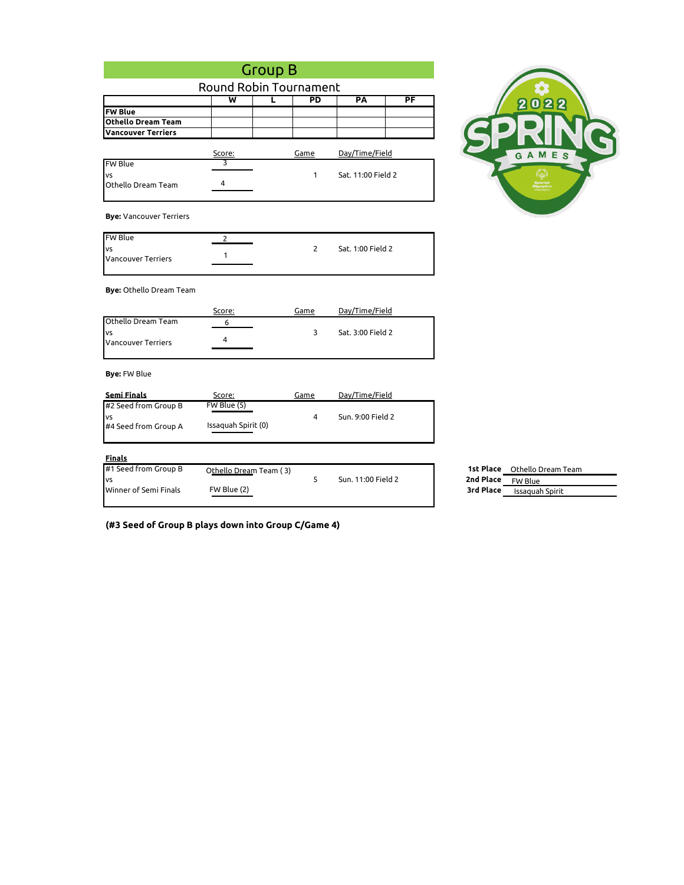## Group B

### Round Robin Tournament

| | W | L | PD | PA | PF |
|---|---|---|---|---|---|
| **FW Blue** | | | | | |
| **Othello Dream Team** | | | | | |
| **Vancouver Terriers** | | | | | |

| | Score: | Game | Day/Time/Field |
|---|---|---|---|
| FW Blue | 3 | | |
| vs | | 1 | Sat. 11:00 Field 2 |
| Othello Dream Team | 4 | | |

**Bye:** Vancouver Terriers

| | Score: | Game | Day/Time/Field |
|---|---|---|---|
| FW Blue | 2 | | |
| vs | | 2 | Sat. 1:00 Field 2 |
| Vancouver Terriers | 1 | | |

**Bye:** Othello Dream Team

| | Score: | Game | Day/Time/Field |
|---|---|---|---|
| Othello Dream Team | 6 | | |
| vs | | 3 | Sat. 3:00 Field 2 |
| Vancouver Terriers | 4 | | |

**Bye:** FW Blue

| **Semi Finals** | Score: | Game | Day/Time/Field |
|---|---|---|---|
| #2 Seed from Group B | FW Blue (5) | | |
| vs | | 4 | Sun. 9:00 Field 2 |
| #4 Seed from Group A | Issaquah Spirit (0) | | |

| **Finals** | | | |
|---|---|---|---|
| #1 Seed from Group B | Othello Dream Team ( 3) | | |
| vs | | 5 | Sun. 11:00 Field 2 |
| Winner of Semi Finals | FW Blue (2) | | |

| | |
|---|---|
| **1st Place** | Othello Dream Team |
| **2nd Place** | FW Blue |
| **3rd Place** | Issaquah Spirit |

**(#3 Seed of Group B plays down into Group C/Game 4)**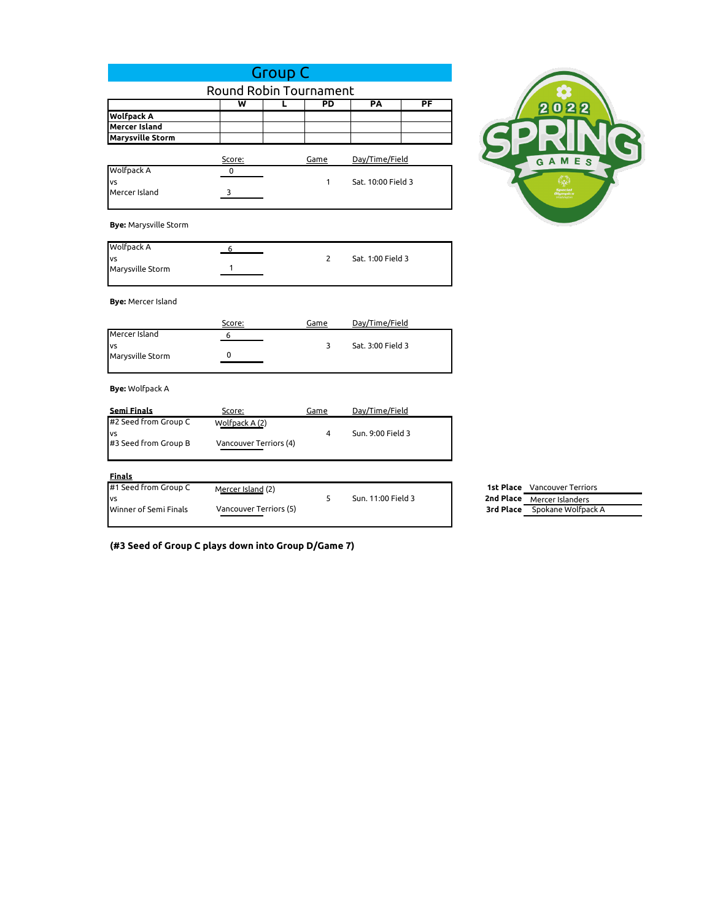# Group C

## Round Robin Tournament

| | W | L | PD | PA | PF |
|---|---|---|---|---|---|
| **Wolfpack A** | | | | | |
| **Mercer Island** | | | | | |
| **Marysville Storm** | | | | | |

| | Score: | Game | Day/Time/Field |
|---|---|---|---|
| Wolfpack A | 0 | | |
| vs | | 1 | Sat. 10:00 Field 3 |
| Mercer Island | 3 | | |

**Bye:** Marysville Storm

| | Score: | Game | Day/Time/Field |
|---|---|---|---|
| Wolfpack A | 6 | | |
| vs | | 2 | Sat. 1:00 Field 3 |
| Marysville Storm | 1 | | |

**Bye:** Mercer Island

| | Score: | Game | Day/Time/Field |
|---|---|---|---|
| Mercer Island | 6 | | |
| vs | | 3 | Sat. 3:00 Field 3 |
| Marysville Storm | 0 | | |

**Bye:** Wolfpack A

| **Semi Finals** | Score: | Game | Day/Time/Field |
|---|---|---|---|
| #2 Seed from Group C | Wolfpack A (2) | | |
| vs | | 4 | Sun. 9:00 Field 3 |
| #3 Seed from Group B | Vancouver Terriors (4) | | |

| **Finals** | Score: | Game | Day/Time/Field |
|---|---|---|---|
| #1 Seed from Group C | Mercer Island (2) | | |
| vs | | 5 | Sun. 11:00 Field 3 |
| Winner of Semi Finals | Vancouver Terriors (5) | | |

| | |
|---|---|
| **1st Place** | Vancouver Terriors |
| **2nd Place** | Mercer Islanders |
| **3rd Place** | Spokane Wolfpack A |

**(#3 Seed of Group C plays down into Group D/Game 7)**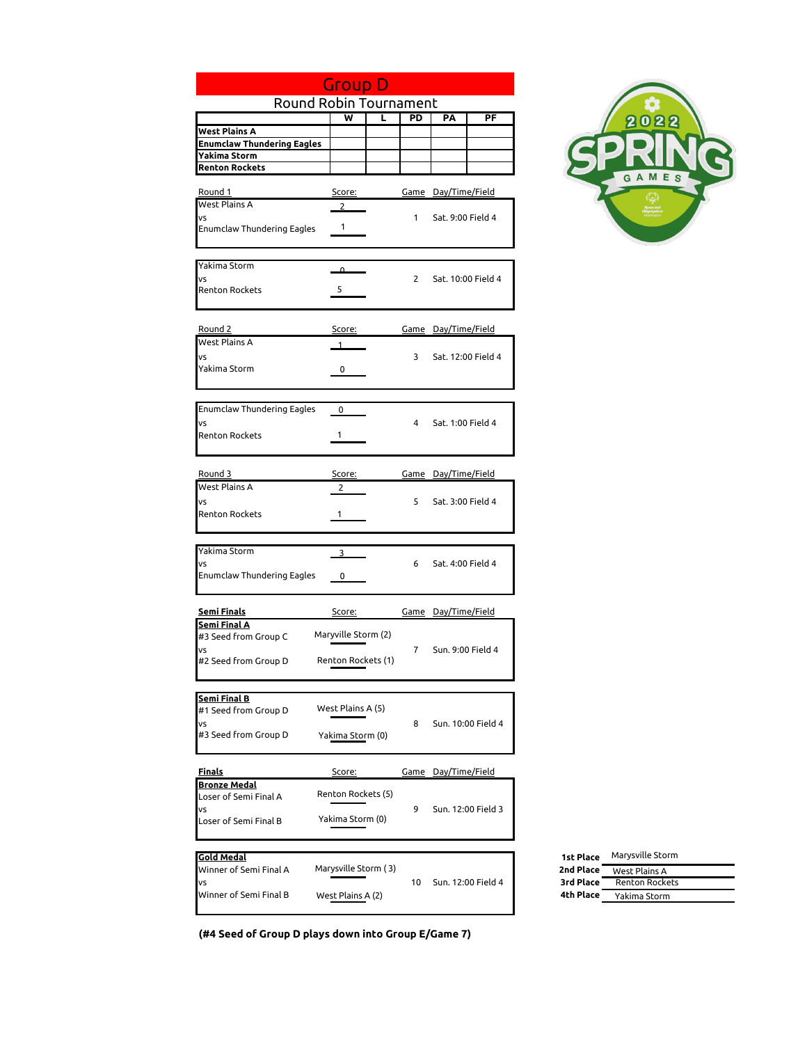# Group D

## Round Robin Tournament

| | W | L | PD | PA | PF |
|---|---|---|---|---|---|
| **West Plains A** | | | | | |
| **Enumclaw Thundering Eagles** | | | | | |
| **Yakima Storm** | | | | | |
| **Renton Rockets** | | | | | |

| Round 1 | Score: | Game | Day/Time/Field |
|---|---|---|---|
| West Plains A | 2 | | |
| vs | | 1 | Sat. 9:00 Field 4 |
| Enumclaw Thundering Eagles | 1 | | |

| | | | |
|---|---|---|---|
| Yakima Storm | 0 | | |
| vs | | 2 | Sat. 10:00 Field 4 |
| Renton Rockets | 5 | | |

| Round 2 | Score: | Game | Day/Time/Field |
|---|---|---|---|
| West Plains A | 1 | | |
| vs | | 3 | Sat. 12:00 Field 4 |
| Yakima Storm | 0 | | |

| | | | |
|---|---|---|---|
| Enumclaw Thundering Eagles | 0 | | |
| vs | | 4 | Sat. 1:00 Field 4 |
| Renton Rockets | 1 | | |

| Round 3 | Score: | Game | Day/Time/Field |
|---|---|---|---|
| West Plains A | 2 | | |
| vs | | 5 | Sat. 3:00 Field 4 |
| Renton Rockets | 1 | | |

| | | | |
|---|---|---|---|
| Yakima Storm | 3 | | |
| vs | | 6 | Sat. 4:00 Field 4 |
| Enumclaw Thundering Eagles | 0 | | |

| **Semi Finals** | Score: | Game | Day/Time/Field |
|---|---|---|---|
| **Semi Final A** | | | |
| #3 Seed from Group C | Maryville Storm (2) | | |
| vs | | 7 | Sun. 9:00 Field 4 |
| #2 Seed from Group D | Renton Rockets (1) | | |

| | | | |
|---|---|---|---|
| **Semi Final B** | | | |
| #1 Seed from Group D | West Plains A (5) | | |
| vs | | 8 | Sun. 10:00 Field 4 |
| #3 Seed from Group D | Yakima Storm (0) | | |

| **Finals** | Score: | Game | Day/Time/Field |
|---|---|---|---|
| **Bronze Medal** | | | |
| Loser of Semi Final A | Renton Rockets (5) | | |
| vs | | 9 | Sun. 12:00 Field 3 |
| Loser of Semi Final B | Yakima Storm (0) | | |

| | | | |
|---|---|---|---|
| **Gold Medal** | | | |
| Winner of Semi Final A | Marysville Storm ( 3) | | |
| vs | | 10 | Sun. 12:00 Field 4 |
| Winner of Semi Final B | West Plains A (2) | | |

| | |
|---|---|
| **1st Place** | Marysville Storm |
| **2nd Place** | West Plains A |
| **3rd Place** | Renton Rockets |
| **4th Place** | Yakima Storm |

**(#4 Seed of Group D plays down into Group E/Game 7)**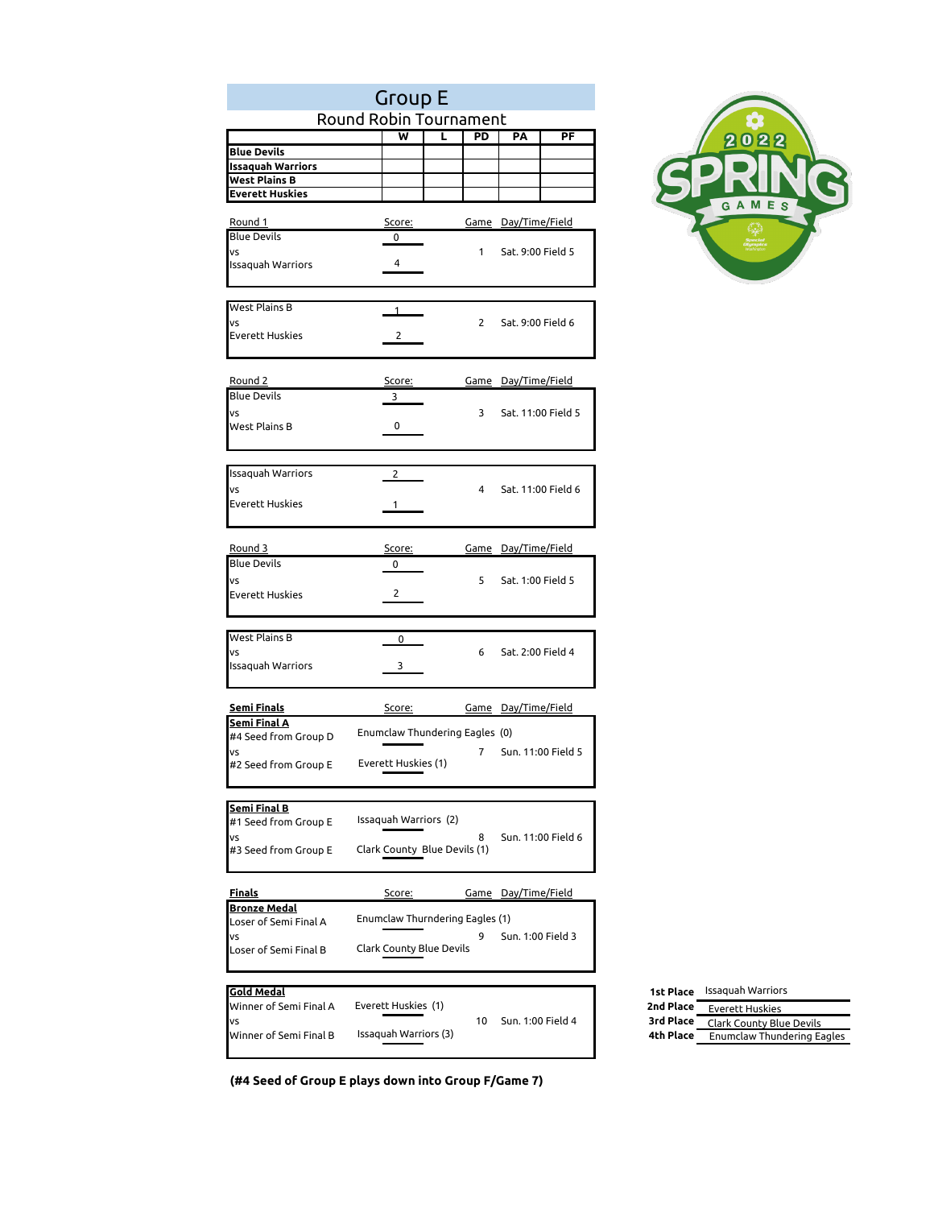# Group E

## Round Robin Tournament

| | W | L | PD | PA | PF |
|---|---|---|---|---|---|
| **Blue Devils** | | | | | |
| **Issaquah Warriors** | | | | | |
| **West Plains B** | | | | | |
| **Everett Huskies** | | | | | |

### Round 1

| Round 1 | Score: | Game | Day/Time/Field |
|---|---|---|---|
| Blue Devils | 0 | | |
| vs | | 1 | Sat. 9:00 Field 5 |
| Issaquah Warriors | 4 | | |

| | Score | Game | Day/Time/Field |
|---|---|---|---|
| West Plains B | 1 | | |
| vs | | 2 | Sat. 9:00 Field 6 |
| Everett Huskies | 2 | | |

### Round 2

| Round 2 | Score: | Game | Day/Time/Field |
|---|---|---|---|
| Blue Devils | 3 | | |
| vs | | 3 | Sat. 11:00 Field 5 |
| West Plains B | 0 | | |

| | Score | Game | Day/Time/Field |
|---|---|---|---|
| Issaquah Warriors | 2 | | |
| vs | | 4 | Sat. 11:00 Field 6 |
| Everett Huskies | 1 | | |

### Round 3

| Round 3 | Score: | Game | Day/Time/Field |
|---|---|---|---|
| Blue Devils | 0 | | |
| vs | | 5 | Sat. 1:00 Field 5 |
| Everett Huskies | 2 | | |

| | Score | Game | Day/Time/Field |
|---|---|---|---|
| West Plains B | 0 | | |
| vs | | 6 | Sat. 2:00 Field 4 |
| Issaquah Warriors | 3 | | |

### Semi Finals

| **Semi Final A** | Score: | Game | Day/Time/Field |
|---|---|---|---|
| #4 Seed from Group D | Enumclaw Thundering Eagles (0) | | |
| vs | | 7 | Sun. 11:00 Field 5 |
| #2 Seed from Group E | Everett Huskies (1) | | |

| **Semi Final B** | Score | Game | Day/Time/Field |
|---|---|---|---|
| #1 Seed from Group E | Issaquah Warriors (2) | | |
| vs | | 8 | Sun. 11:00 Field 6 |
| #3 Seed from Group E | Clark County Blue Devils (1) | | |

### Finals

| **Bronze Medal** | Score: | Game | Day/Time/Field |
|---|---|---|---|
| Loser of Semi Final A | Enumclaw Thurndering Eagles (1) | | |
| vs | | 9 | Sun. 1:00 Field 3 |
| Loser of Semi Final B | Clark County Blue Devils | | |

| **Gold Medal** | Score | Game | Day/Time/Field |
|---|---|---|---|
| Winner of Semi Final A | Everett Huskies (1) | | |
| vs | | 10 | Sun. 1:00 Field 4 |
| Winner of Semi Final B | Issaquah Warriors (3) | | |

| Place | Team |
|---|---|
| **1st Place** | Issaquah Warriors |
| **2nd Place** | Everett Huskies |
| **3rd Place** | Clark County Blue Devils |
| **4th Place** | Enumclaw Thundering Eagles |

**(#4 Seed of Group E plays down into Group F/Game 7)**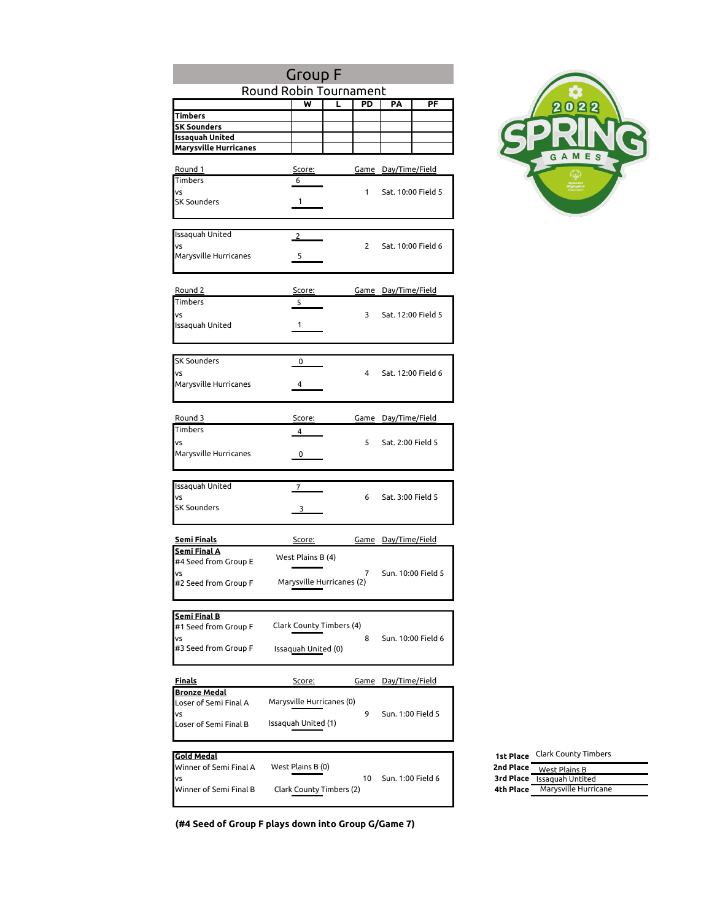# Group F

## Round Robin Tournament

| | W | L | PD | PA | PF |
|---|---|---|---|---|---|
| **Timbers** | | | | | |
| **SK Sounders** | | | | | |
| **Issaquah United** | | | | | |
| **Marysville Hurricanes** | | | | | |

| Round 1 | Score: | Game | Day/Time/Field |
|---|---|---|---|
| Timbers vs SK Sounders | 6 – 1 | 1 | Sat. 10:00 Field 5 |
| Issaquah United vs Marysville Hurricanes | 2 – 5 | 2 | Sat. 10:00 Field 6 |

| Round 2 | Score: | Game | Day/Time/Field |
|---|---|---|---|
| Timbers vs Issaquah United | 5 – 1 | 3 | Sat. 12:00 Field 5 |
| SK Sounders vs Marysville Hurricanes | 0 – 4 | 4 | Sat. 12:00 Field 6 |

| Round 3 | Score: | Game | Day/Time/Field |
|---|---|---|---|
| Timbers vs Marysville Hurricanes | 4 – 0 | 5 | Sat. 2:00 Field 5 |
| Issaquah United vs SK Sounders | 7 – 3 | 6 | Sat. 3:00 Field 5 |

| **Semi Finals** | Score: | Game | Day/Time/Field |
|---|---|---|---|
| **Semi Final A**: #4 Seed from Group E vs #2 Seed from Group F | West Plains B (4) vs Marysville Hurricanes (2) | 7 | Sun. 10:00 Field 5 |
| **Semi Final B**: #1 Seed from Group F vs #3 Seed from Group F | Clark County Timbers (4) vs Issaquah United (0) | 8 | Sun. 10:00 Field 6 |

| **Finals** | Score: | Game | Day/Time/Field |
|---|---|---|---|
| **Bronze Medal**: Loser of Semi Final A vs Loser of Semi Final B | Marysville Hurricanes (0) vs Issaquah United (1) | 9 | Sun. 1:00 Field 5 |
| **Gold Medal**: Winner of Semi Final A vs Winner of Semi Final B | West Plains B (0) vs Clark County Timbers (2) | 10 | Sun. 1:00 Field 6 |

**(#4 Seed of Group F plays down into Group G/Game 7)**

| | |
|---|---|
| **1st Place** | Clark County Timbers |
| **2nd Place** | West Plains B |
| **3rd Place** | Issaquah Untited |
| **4th Place** | Marysville Hurricane |

2022 SPRING GAMES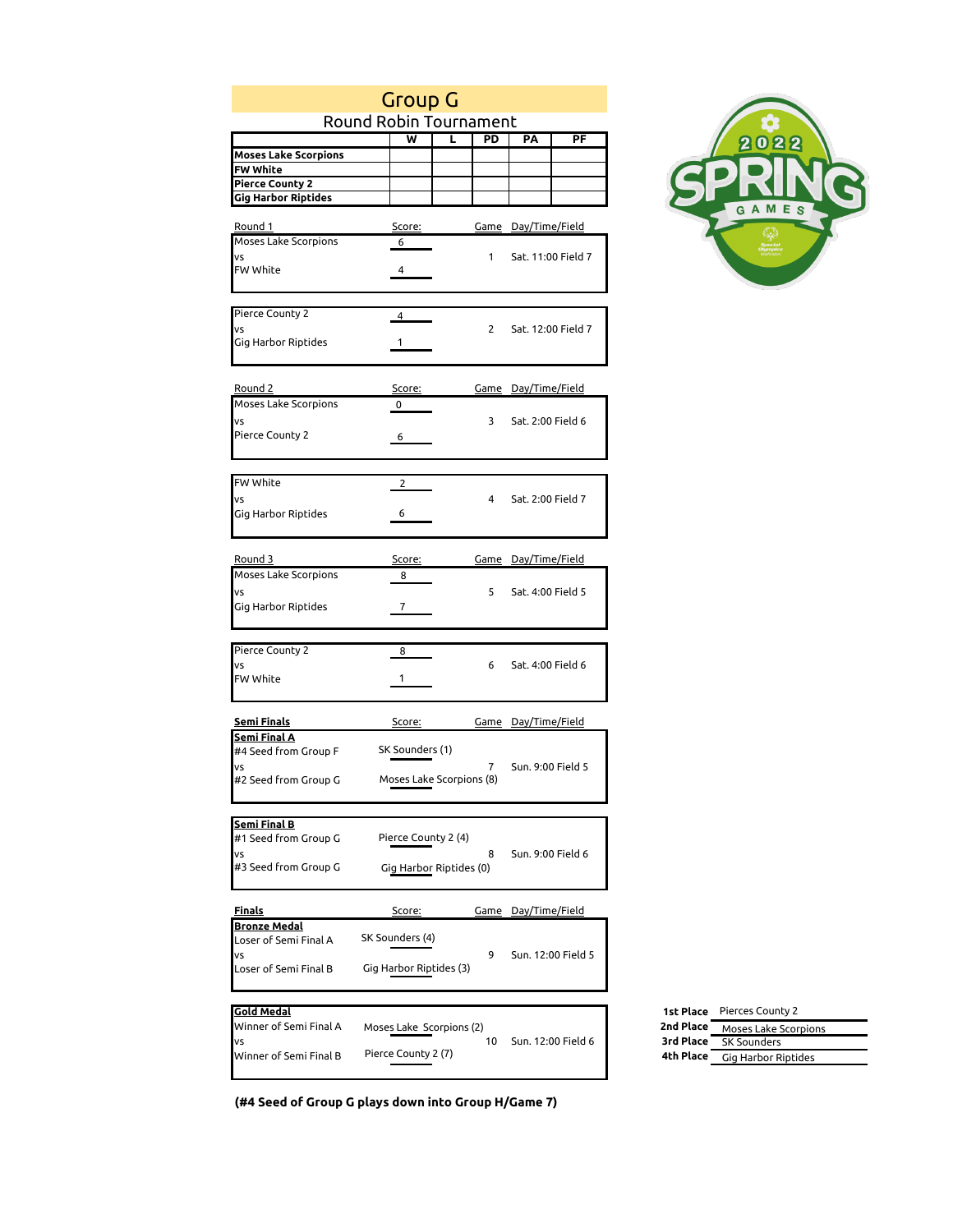# Group G

## Round Robin Tournament

| | W | L | PD | PA | PF |
|---|---|---|---|---|---|
| **Moses Lake Scorpions** | | | | | |
| **FW White** | | | | | |
| **Pierce County 2** | | | | | |
| **Gig Harbor Riptides** | | | | | |

| Round 1 | Score: | Game | Day/Time/Field |
|---|---|---|---|
| Moses Lake Scorpions | 6 | | |
| vs | | 1 | Sat. 11:00 Field 7 |
| FW White | 4 | | |
| Pierce County 2 | 4 | | |
| vs | | 2 | Sat. 12:00 Field 7 |
| Gig Harbor Riptides | 1 | | |

| Round 2 | Score: | Game | Day/Time/Field |
|---|---|---|---|
| Moses Lake Scorpions | 0 | | |
| vs | | 3 | Sat. 2:00 Field 6 |
| Pierce County 2 | 6 | | |
| FW White | 2 | | |
| vs | | 4 | Sat. 2:00 Field 7 |
| Gig Harbor Riptides | 6 | | |

| Round 3 | Score: | Game | Day/Time/Field |
|---|---|---|---|
| Moses Lake Scorpions | 8 | | |
| vs | | 5 | Sat. 4:00 Field 5 |
| Gig Harbor Riptides | 7 | | |
| Pierce County 2 | 8 | | |
| vs | | 6 | Sat. 4:00 Field 6 |
| FW White | 1 | | |

| **Semi Finals** | Score: | Game | Day/Time/Field |
|---|---|---|---|
| **Semi Final A** | | | |
| #4 Seed from Group F | SK Sounders (1) | | |
| vs | | 7 | Sun. 9:00 Field 5 |
| #2 Seed from Group G | Moses Lake Scorpions (8) | | |
| **Semi Final B** | | | |
| #1 Seed from Group G | Pierce County 2 (4) | | |
| vs | | 8 | Sun. 9:00 Field 6 |
| #3 Seed from Group G | Gig Harbor Riptides (0) | | |

| **Finals** | Score: | Game | Day/Time/Field |
|---|---|---|---|
| **Bronze Medal** | | | |
| Loser of Semi Final A | SK Sounders (4) | | |
| vs | | 9 | Sun. 12:00 Field 5 |
| Loser of Semi Final B | Gig Harbor Riptides (3) | | |
| **Gold Medal** | | | |
| Winner of Semi Final A | Moses Lake Scorpions (2) | | |
| vs | | 10 | Sun. 12:00 Field 6 |
| Winner of Semi Final B | Pierce County 2 (7) | | |

| | |
|---|---|
| **1st Place** | Pierces County 2 |
| **2nd Place** | Moses Lake Scorpions |
| **3rd Place** | SK Sounders |
| **4th Place** | Gig Harbor Riptides |

**(#4 Seed of Group G plays down into Group H/Game 7)**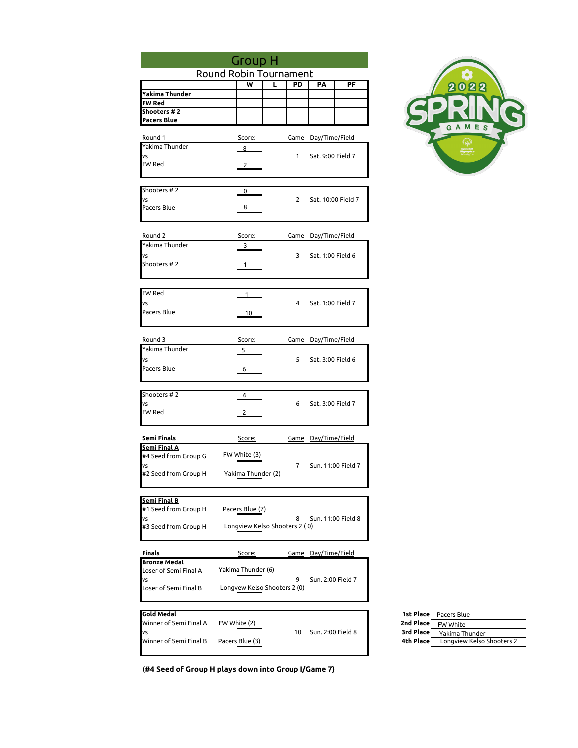# Group H

## Round Robin Tournament

| | W | L | PD | PA | PF |
|---|---|---|---|---|---|
| **Yakima Thunder** | | | | | |
| **FW Red** | | | | | |
| **Shooters # 2** | | | | | |
| **Pacers Blue** | | | | | |

| Round 1 | Score: | Game | Day/Time/Field |
|---|---|---|---|
| Yakima Thunder | 8 | | |
| vs | | 1 | Sat. 9:00 Field 7 |
| FW Red | 2 | | |

| | Score: | Game | Day/Time/Field |
|---|---|---|---|
| Shooters # 2 | 0 | | |
| vs | | 2 | Sat. 10:00 Field 7 |
| Pacers Blue | 8 | | |

| Round 2 | Score: | Game | Day/Time/Field |
|---|---|---|---|
| Yakima Thunder | 3 | | |
| vs | | 3 | Sat. 1:00 Field 6 |
| Shooters # 2 | 1 | | |

| | Score: | Game | Day/Time/Field |
|---|---|---|---|
| FW Red | 1 | | |
| vs | | 4 | Sat. 1:00 Field 7 |
| Pacers Blue | 10 | | |

| Round 3 | Score: | Game | Day/Time/Field |
|---|---|---|---|
| Yakima Thunder | 5 | | |
| vs | | 5 | Sat. 3:00 Field 6 |
| Pacers Blue | 6 | | |

| | Score: | Game | Day/Time/Field |
|---|---|---|---|
| Shooters # 2 | 6 | | |
| vs | | 6 | Sat. 3:00 Field 7 |
| FW Red | 2 | | |

| **Semi Finals** | Score: | Game | Day/Time/Field |
|---|---|---|---|
| **Semi Final A** | | | |
| #4 Seed from Group G | FW White (3) | | |
| vs | | 7 | Sun. 11:00 Field 7 |
| #2 Seed from Group H | Yakima Thunder (2) | | |

| **Semi Final B** | Score: | Game | Day/Time/Field |
|---|---|---|---|
| #1 Seed from Group H | Pacers Blue (7) | | |
| vs | | 8 | Sun. 11:00 Field 8 |
| #3 Seed from Group H | Longview Kelso Shooters 2 ( 0) | | |

| **Finals** | Score: | Game | Day/Time/Field |
|---|---|---|---|
| **Bronze Medal** | | | |
| Loser of Semi Final A | Yakima Thunder (6) | | |
| vs | | 9 | Sun. 2:00 Field 7 |
| Loser of Semi Final B | Longvew Kelso Shooters 2 (0) | | |

| **Gold Medal** | Score: | Game | Day/Time/Field |
|---|---|---|---|
| Winner of Semi Final A | FW White (2) | | |
| vs | | 10 | Sun. 2:00 Field 8 |
| Winner of Semi Final B | Pacers Blue (3) | | |

**(#4 Seed of Group H plays down into Group I/Game 7)**

| | |
|---|---|
| **1st Place** | Pacers Blue |
| **2nd Place** | FW White |
| **3rd Place** | Yakima Thunder |
| **4th Place** | Longview Kelso Shooters 2 |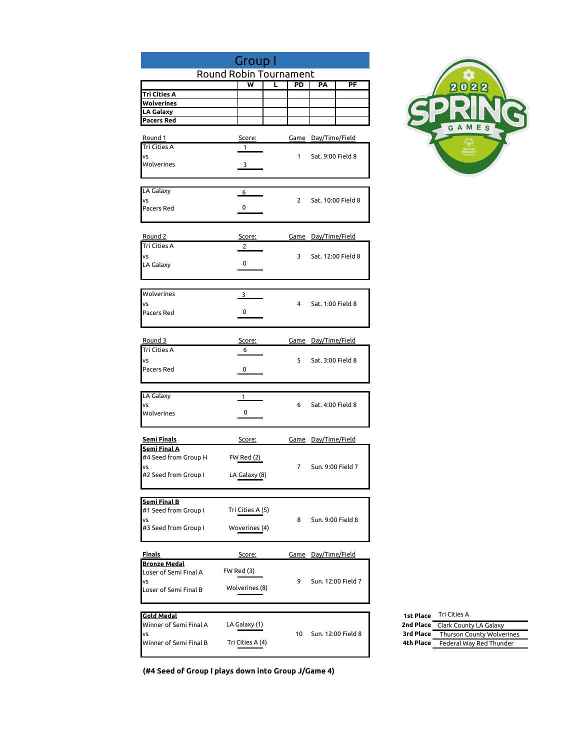# Group I

## Round Robin Tournament

| | W | L | PD | PA | PF |
|---|---|---|---|---|---|
| **Tri Cities A** | | | | | |
| **Wolverines** | | | | | |
| **LA Galaxy** | | | | | |
| **Pacers Red** | | | | | |

### Round 1

| Match | Score | Game | Day/Time/Field |
|---|---|---|---|
| Tri Cities A vs Wolverines | 1 – 3 | 1 | Sat. 9:00 Field 8 |
| LA Galaxy vs Pacers Red | 6 – 0 | 2 | Sat. 10:00 Field 8 |

### Round 2

| Match | Score | Game | Day/Time/Field |
|---|---|---|---|
| Tri Cities A vs LA Galaxy | 2 – 0 | 3 | Sat. 12:00 Field 8 |
| Wolverines vs Pacers Red | 3 – 0 | 4 | Sat. 1:00 Field 8 |

### Round 3

| Match | Score | Game | Day/Time/Field |
|---|---|---|---|
| Tri Cities A vs Pacers Red | 6 – 0 | 5 | Sat. 3:00 Field 8 |
| LA Galaxy vs Wolverines | 1 – 0 | 6 | Sat. 4:00 Field 8 |

### Semi Finals

| Match | Score | Game | Day/Time/Field |
|---|---|---|---|
| **Semi Final A**: #4 Seed from Group H vs #2 Seed from Group I | FW Red (2) – LA Galaxy (8) | 7 | Sun. 9:00 Field 7 |
| **Semi Final B**: #1 Seed from Group I vs #3 Seed from Group I | Tri Cities A (5) – Woverines (4) | 8 | Sun. 9:00 Field 8 |

### Finals

| Match | Score | Game | Day/Time/Field |
|---|---|---|---|
| **Bronze Medal**: Loser of Semi Final A vs Loser of Semi Final B | FW Red (3) – Wolverines (8) | 9 | Sun. 12:00 Field 7 |
| **Gold Medal**: Winner of Semi Final A vs Winner of Semi Final B | LA Galaxy (1) – Tri Cities A (4) | 10 | Sun. 12:00 Field 8 |

**(#4 Seed of Group I plays down into Group J/Game 4)**

| Place | Team |
|---|---|
| **1st Place** | Tri Cities A |
| **2nd Place** | Clark County LA Galaxy |
| **3rd Place** | Thurson County Wolverines |
| **4th Place** | Federal Way Red Thunder |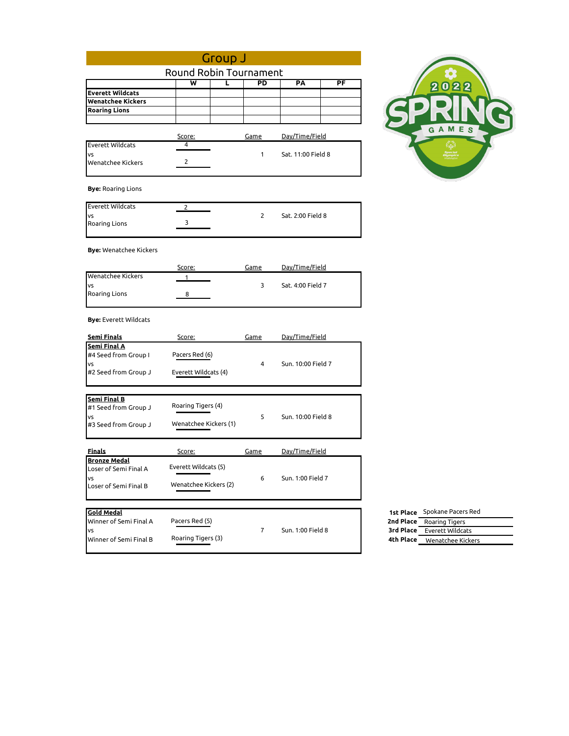# Group J

## Round Robin Tournament

| | W | L | PD | PA | PF |
|---|---|---|---|---|---|
| **Everett Wildcats** | | | | | |
| **Wenatchee Kickers** | | | | | |
| **Roaring Lions** | | | | | |
| | | | | | |

| | Score: | Game | Day/Time/Field |
|---|---|---|---|
| Everett Wildcats | 4 | | |
| vs | | 1 | Sat. 11:00 Field 8 |
| Wenatchee Kickers | 2 | | |

**Bye:** Roaring Lions

| | Score: | Game | Day/Time/Field |
|---|---|---|---|
| Everett Wildcats | 2 | | |
| vs | | 2 | Sat. 2:00 Field 8 |
| Roaring Lions | 3 | | |

**Bye:** Wenatchee Kickers

| | Score: | Game | Day/Time/Field |
|---|---|---|---|
| Wenatchee Kickers | 1 | | |
| vs | | 3 | Sat. 4:00 Field 7 |
| Roaring Lions | 8 | | |

**Bye:** Everett Wildcats

| **Semi Finals** | Score: | Game | Day/Time/Field |
|---|---|---|---|
| **Semi Final A** | | | |
| #4 Seed from Group I | Pacers Red (6) | | |
| vs | | 4 | Sun. 10:00 Field 7 |
| #2 Seed from Group J | Everett Wildcats (4) | | |

| **Semi Final B** | | | |
|---|---|---|---|
| #1 Seed from Group J | Roaring Tigers (4) | | |
| vs | | 5 | Sun. 10:00 Field 8 |
| #3 Seed from Group J | Wenatchee Kickers (1) | | |

| **Finals** | Score: | Game | Day/Time/Field |
|---|---|---|---|
| **Bronze Medal** | | | |
| Loser of Semi Final A | Everett Wildcats (5) | | |
| vs | | 6 | Sun. 1:00 Field 7 |
| Loser of Semi Final B | Wenatchee Kickers (2) | | |

| **Gold Medal** | | | |
|---|---|---|---|
| Winner of Semi Final A | Pacers Red (5) | | |
| vs | | 7 | Sun. 1:00 Field 8 |
| Winner of Semi Final B | Roaring Tigers (3) | | |

| | |
|---|---|
| **1st Place** | Spokane Pacers Red |
| **2nd Place** | Roaring Tigers |
| **3rd Place** | Everett Wildcats |
| **4th Place** | Wenatchee Kickers |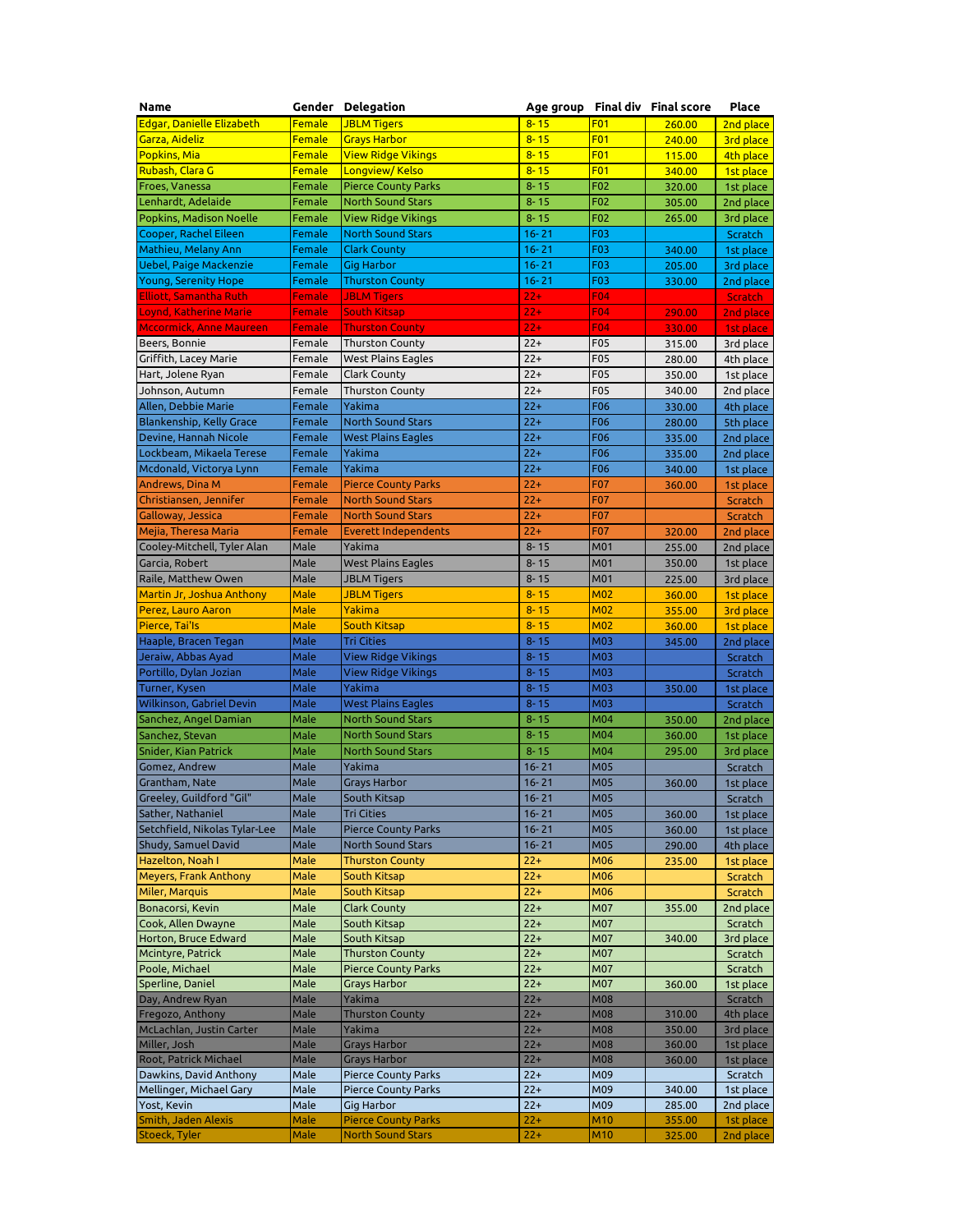| Name | Gender | Delegation | Age group | Final div | Final score | Place |
|---|---|---|---|---|---|---|
| Edgar, Danielle Elizabeth | Female | JBLM Tigers | 8- 15 | F01 | 260.00 | 2nd place |
| Garza, Aideliz | Female | Grays Harbor | 8- 15 | F01 | 240.00 | 3rd place |
| Popkins, Mia | Female | View Ridge Vikings | 8- 15 | F01 | 115.00 | 4th place |
| Rubash, Clara G | Female | Longview/ Kelso | 8- 15 | F01 | 340.00 | 1st place |
| Froes, Vanessa | Female | Pierce County Parks | 8- 15 | F02 | 320.00 | 1st place |
| Lenhardt, Adelaide | Female | North Sound Stars | 8- 15 | F02 | 305.00 | 2nd place |
| Popkins, Madison Noelle | Female | View Ridge Vikings | 8- 15 | F02 | 265.00 | 3rd place |
| Cooper, Rachel Eileen | Female | North Sound Stars | 16- 21 | F03 | | Scratch |
| Mathieu, Melany Ann | Female | Clark County | 16- 21 | F03 | 340.00 | 1st place |
| Uebel, Paige Mackenzie | Female | Gig Harbor | 16- 21 | F03 | 205.00 | 3rd place |
| Young, Serenity Hope | Female | Thurston County | 16- 21 | F03 | 330.00 | 2nd place |
| Elliott, Samantha Ruth | Female | JBLM Tigers | 22+ | F04 | | Scratch |
| Loynd, Katherine Marie | Female | South Kitsap | 22+ | F04 | 290.00 | 2nd place |
| Mccormick, Anne Maureen | Female | Thurston County | 22+ | F04 | 330.00 | 1st place |
| Beers, Bonnie | Female | Thurston County | 22+ | F05 | 315.00 | 3rd place |
| Griffith, Lacey Marie | Female | West Plains Eagles | 22+ | F05 | 280.00 | 4th place |
| Hart, Jolene Ryan | Female | Clark County | 22+ | F05 | 350.00 | 1st place |
| Johnson, Autumn | Female | Thurston County | 22+ | F05 | 340.00 | 2nd place |
| Allen, Debbie Marie | Female | Yakima | 22+ | F06 | 330.00 | 4th place |
| Blankenship, Kelly Grace | Female | North Sound Stars | 22+ | F06 | 280.00 | 5th place |
| Devine, Hannah Nicole | Female | West Plains Eagles | 22+ | F06 | 335.00 | 2nd place |
| Lockbeam, Mikaela Terese | Female | Yakima | 22+ | F06 | 335.00 | 2nd place |
| Mcdonald, Victorya Lynn | Female | Yakima | 22+ | F06 | 340.00 | 1st place |
| Andrews, Dina M | Female | Pierce County Parks | 22+ | F07 | 360.00 | 1st place |
| Christiansen, Jennifer | Female | North Sound Stars | 22+ | F07 | | Scratch |
| Galloway, Jessica | Female | North Sound Stars | 22+ | F07 | | Scratch |
| Mejia, Theresa Maria | Female | Everett Independents | 22+ | F07 | 320.00 | 2nd place |
| Cooley-Mitchell, Tyler Alan | Male | Yakima | 8- 15 | M01 | 255.00 | 2nd place |
| Garcia, Robert | Male | West Plains Eagles | 8- 15 | M01 | 350.00 | 1st place |
| Raile, Matthew Owen | Male | JBLM Tigers | 8- 15 | M01 | 225.00 | 3rd place |
| Martin Jr, Joshua Anthony | Male | JBLM Tigers | 8- 15 | M02 | 360.00 | 1st place |
| Perez, Lauro Aaron | Male | Yakima | 8- 15 | M02 | 355.00 | 3rd place |
| Pierce, Tai'Is | Male | South Kitsap | 8- 15 | M02 | 360.00 | 1st place |
| Haaple, Bracen Tegan | Male | Tri Cities | 8- 15 | M03 | 345.00 | 2nd place |
| Jeraiw, Abbas Ayad | Male | View Ridge Vikings | 8- 15 | M03 | | Scratch |
| Portillo, Dylan Jozian | Male | View Ridge Vikings | 8- 15 | M03 | | Scratch |
| Turner, Kysen | Male | Yakima | 8- 15 | M03 | 350.00 | 1st place |
| Wilkinson, Gabriel Devin | Male | West Plains Eagles | 8- 15 | M03 | | Scratch |
| Sanchez, Angel Damian | Male | North Sound Stars | 8- 15 | M04 | 350.00 | 2nd place |
| Sanchez, Stevan | Male | North Sound Stars | 8- 15 | M04 | 360.00 | 1st place |
| Snider, Kian Patrick | Male | North Sound Stars | 8- 15 | M04 | 295.00 | 3rd place |
| Gomez, Andrew | Male | Yakima | 16- 21 | M05 | | Scratch |
| Grantham, Nate | Male | Grays Harbor | 16- 21 | M05 | 360.00 | 1st place |
| Greeley, Guildford "Gil" | Male | South Kitsap | 16- 21 | M05 | | Scratch |
| Sather, Nathaniel | Male | Tri Cities | 16- 21 | M05 | 360.00 | 1st place |
| Setchfield, Nikolas Tylar-Lee | Male | Pierce County Parks | 16- 21 | M05 | 360.00 | 1st place |
| Shudy, Samuel David | Male | North Sound Stars | 16- 21 | M05 | 290.00 | 4th place |
| Hazelton, Noah I | Male | Thurston County | 22+ | M06 | 235.00 | 1st place |
| Meyers, Frank Anthony | Male | South Kitsap | 22+ | M06 | | Scratch |
| Miler, Marquis | Male | South Kitsap | 22+ | M06 | | Scratch |
| Bonacorsi, Kevin | Male | Clark County | 22+ | M07 | 355.00 | 2nd place |
| Cook, Allen Dwayne | Male | South Kitsap | 22+ | M07 | | Scratch |
| Horton, Bruce Edward | Male | South Kitsap | 22+ | M07 | 340.00 | 3rd place |
| Mcintyre, Patrick | Male | Thurston County | 22+ | M07 | | Scratch |
| Poole, Michael | Male | Pierce County Parks | 22+ | M07 | | Scratch |
| Sperline, Daniel | Male | Grays Harbor | 22+ | M07 | 360.00 | 1st place |
| Day, Andrew Ryan | Male | Yakima | 22+ | M08 | | Scratch |
| Fregozo, Anthony | Male | Thurston County | 22+ | M08 | 310.00 | 4th place |
| McLachlan, Justin Carter | Male | Yakima | 22+ | M08 | 350.00 | 3rd place |
| Miller, Josh | Male | Grays Harbor | 22+ | M08 | 360.00 | 1st place |
| Root, Patrick Michael | Male | Grays Harbor | 22+ | M08 | 360.00 | 1st place |
| Dawkins, David Anthony | Male | Pierce County Parks | 22+ | M09 | | Scratch |
| Mellinger, Michael Gary | Male | Pierce County Parks | 22+ | M09 | 340.00 | 1st place |
| Yost, Kevin | Male | Gig Harbor | 22+ | M09 | 285.00 | 2nd place |
| Smith, Jaden Alexis | Male | Pierce County Parks | 22+ | M10 | 355.00 | 1st place |
| Stoeck, Tyler | Male | North Sound Stars | 22+ | M10 | 325.00 | 2nd place |